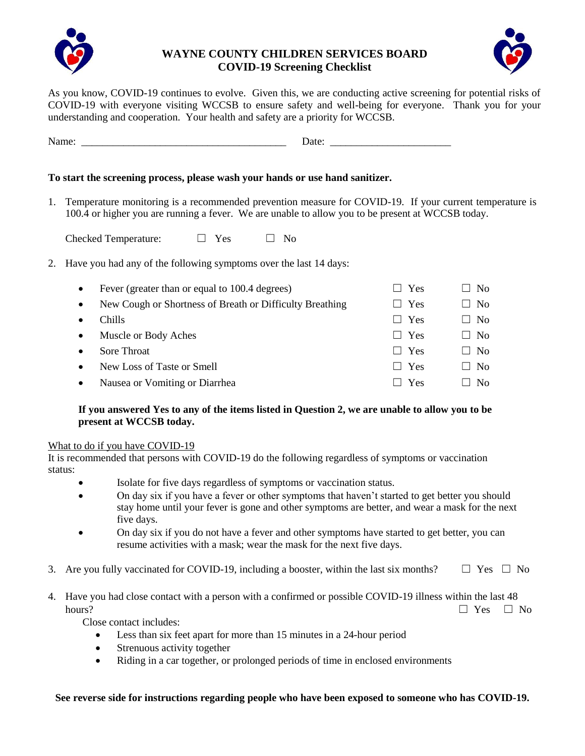# WAYNE COUNTY CHILDREN SERVICES BOARD
## COVID-19 Screening Checklist

As you know, COVID-19 continues to evolve. Given this, we are conducting active screening for potential risks of COVID-19 with everyone visiting WCCSB to ensure safety and well-being for everyone. Thank you for your understanding and cooperation. Your health and safety are a priority for WCCSB.

Name: ______________________________________ Date: ______________________

**To start the screening process, please wash your hands or use hand sanitizer.**

1. Temperature monitoring is a recommended prevention measure for COVID-19. If your current temperature is 100.4 or higher you are running a fever. We are unable to allow you to be present at WCCSB today.

   Checked Temperature: ☐ Yes ☐ No

2. Have you had any of the following symptoms over the last 14 days:

   - Fever (greater than or equal to 100.4 degrees) ☐ Yes ☐ No
   - New Cough or Shortness of Breath or Difficulty Breathing ☐ Yes ☐ No
   - Chills ☐ Yes ☐ No
   - Muscle or Body Aches ☐ Yes ☐ No
   - Sore Throat ☐ Yes ☐ No
   - New Loss of Taste or Smell ☐ Yes ☐ No
   - Nausea or Vomiting or Diarrhea ☐ Yes ☐ No

   **If you answered Yes to any of the items listed in Question 2, we are unable to allow you to be present at WCCSB today.**

<u>What to do if you have COVID-19</u>

It is recommended that persons with COVID-19 do the following regardless of symptoms or vaccination status:

- Isolate for five days regardless of symptoms or vaccination status.
- On day six if you have a fever or other symptoms that haven't started to get better you should stay home until your fever is gone and other symptoms are better, and wear a mask for the next five days.
- On day six if you do not have a fever and other symptoms have started to get better, you can resume activities with a mask; wear the mask for the next five days.

3. Are you fully vaccinated for COVID-19, including a booster, within the last six months? ☐ Yes ☐ No

4. Have you had close contact with a person with a confirmed or possible COVID-19 illness within the last 48 hours? ☐ Yes ☐ No

   Close contact includes:

   - Less than six feet apart for more than 15 minutes in a 24-hour period
   - Strenuous activity together
   - Riding in a car together, or prolonged periods of time in enclosed environments

**See reverse side for instructions regarding people who have been exposed to someone who has COVID-19.**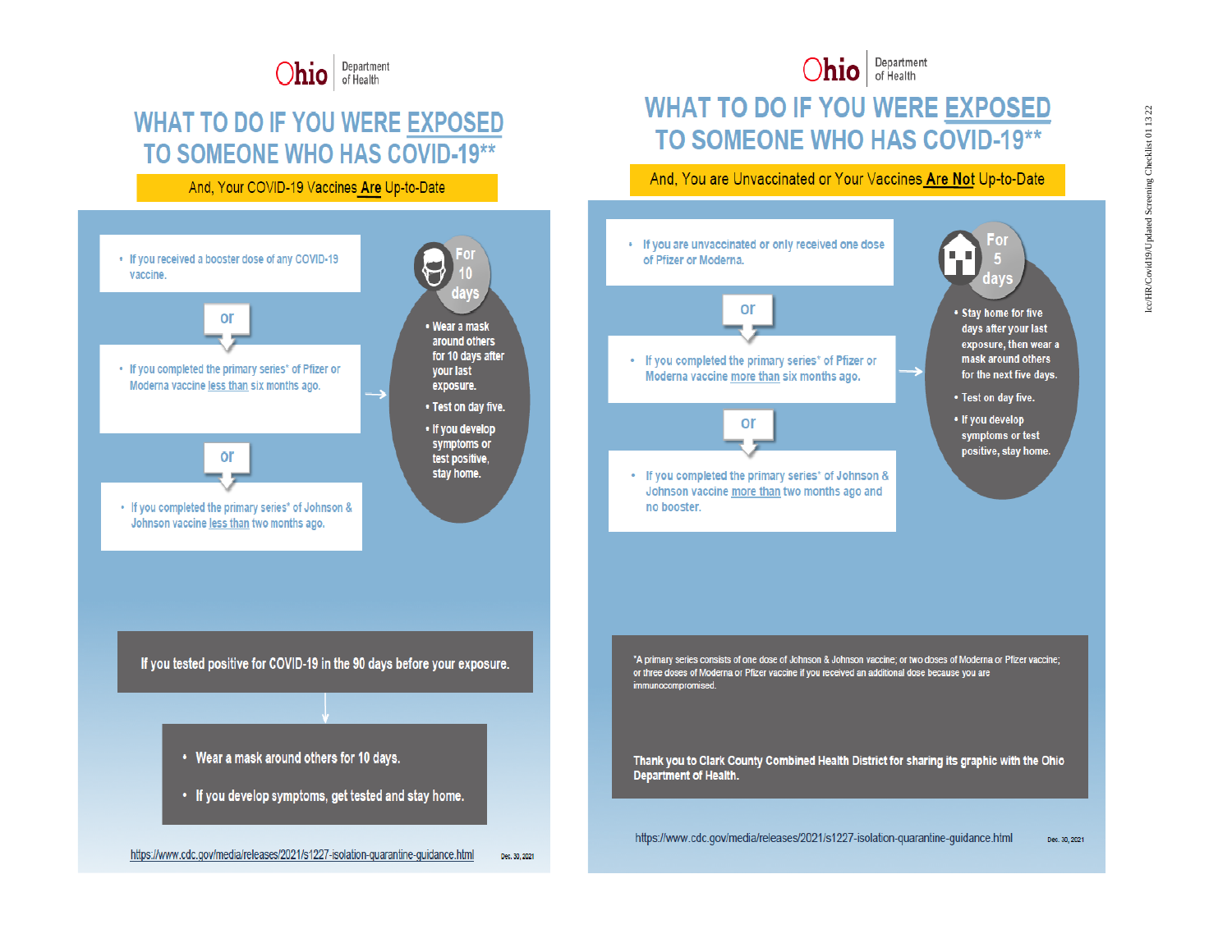Ohio Department of Health

# WHAT TO DO IF YOU WERE EXPOSED TO SOMEONE WHO HAS COVID-19**

## And, Your COVID-19 Vaccines Are Up-to-Date

- If you received a booster dose of any COVID-19 vaccine.

or

- If you completed the primary series* of Pfizer or Moderna vaccine less than six months ago.

or

- If you completed the primary series* of Johnson & Johnson vaccine less than two months ago.

→

**For 10 days**

- Wear a mask around others for 10 days after your last exposure.
- Test on day five.
- If you develop symptoms or test positive, stay home.

**If you tested positive for COVID-19 in the 90 days before your exposure.**

↓

- Wear a mask around others for 10 days.
- If you develop symptoms, get tested and stay home.

https://www.cdc.gov/media/releases/2021/s1227-isolation-quarantine-guidance.html

Dec. 30, 2021

Ohio Department of Health

# WHAT TO DO IF YOU WERE EXPOSED TO SOMEONE WHO HAS COVID-19**

## And, You are Unvaccinated or Your Vaccines Are Not Up-to-Date

- If you are unvaccinated or only received one dose of Pfizer or Moderna.

or

- If you completed the primary series* of Pfizer or Moderna vaccine more than six months ago.

or

- If you completed the primary series* of Johnson & Johnson vaccine more than two months ago and no booster.

→

**For 5 days**

- Stay home for five days after your last exposure, then wear a mask around others for the next five days.
- Test on day five.
- If you develop symptoms or test positive, stay home.

*A primary series consists of one dose of Johnson & Johnson vaccine; or two doses of Moderna or Pfizer vaccine; or three doses of Moderna or Pfizer vaccine if you received an additional dose because you are immunocompromised.

**Thank you to Clark County Combined Health District for sharing its graphic with the Ohio Department of Health.**

https://www.cdc.gov/media/releases/2021/s1227-isolation-quarantine-guidance.html

Dec. 30, 2021

lcc/HR/Covid19/Updated Screening Checklist 01 13 22